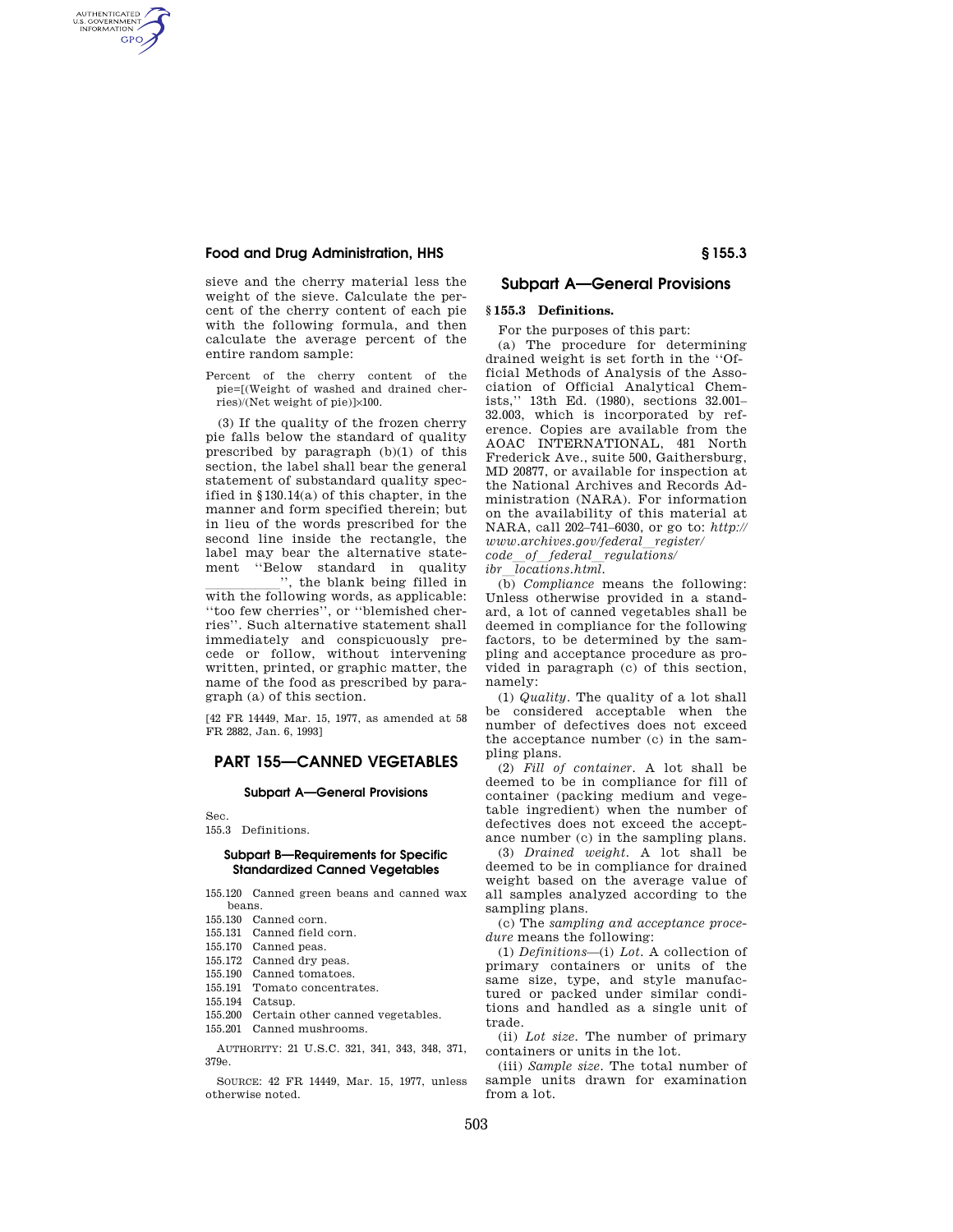sieve and the cherry material less the weight of the sieve. Calculate the percent of the cherry content of each pie with the following formula, and then calculate the average percent of the entire random sample:

Percent of the cherry content of the pie=[(Weight of washed and drained cherries)/(Net weight of pie)]×100.

(3) If the quality of the frozen cherry pie falls below the standard of quality prescribed by paragraph (b)(1) of this section, the label shall bear the general statement of substandard quality specified in §130.14(a) of this chapter, in the manner and form specified therein; but in lieu of the words prescribed for the second line inside the rectangle, the label may bear the alternative statement ''Below standard in quality \_\_\_\_\_\_\_\_\_\_'', the blank being filled in with the following words, as applicable: ''too few cherries'', or ''blemished cherries''. Such alternative statement shall immediately and conspicuously precede or follow, without intervening written, printed, or graphic matter, the name of the food as prescribed by paragraph (a) of this section.

[42 FR 14449, Mar. 15, 1977, as amended at 58 FR 2882, Jan. 6, 1993]

# PART 155—CANNED VEGETABLES

### Subpart A—General Provisions

Sec.
155.3 Definitions.

### Subpart B—Requirements for Specific Standardized Canned Vegetables

155.120 Canned green beans and canned wax beans.
155.130 Canned corn.
155.131 Canned field corn.
155.170 Canned peas.
155.172 Canned dry peas.
155.190 Canned tomatoes.
155.191 Tomato concentrates.
155.194 Catsup.
155.200 Certain other canned vegetables.
155.201 Canned mushrooms.

AUTHORITY: 21 U.S.C. 321, 341, 343, 348, 371, 379e.

SOURCE: 42 FR 14449, Mar. 15, 1977, unless otherwise noted.

## Subpart A—General Provisions

### §155.3 Definitions.

For the purposes of this part:

(a) The procedure for determining drained weight is set forth in the ''Official Methods of Analysis of the Association of Official Analytical Chemists,'' 13th Ed. (1980), sections 32.001–32.003, which is incorporated by reference. Copies are available from the AOAC INTERNATIONAL, 481 North Frederick Ave., suite 500, Gaithersburg, MD 20877, or available for inspection at the National Archives and Records Administration (NARA). For information on the availability of this material at NARA, call 202–741–6030, or go to: *http://www.archives.gov/federal_register/code_of_federal_regulations/ibr_locations.html.*

(b) *Compliance* means the following: Unless otherwise provided in a standard, a lot of canned vegetables shall be deemed in compliance for the following factors, to be determined by the sampling and acceptance procedure as provided in paragraph (c) of this section, namely:

(1) *Quality.* The quality of a lot shall be considered acceptable when the number of defectives does not exceed the acceptance number (c) in the sampling plans.

(2) *Fill of container.* A lot shall be deemed to be in compliance for fill of container (packing medium and vegetable ingredient) when the number of defectives does not exceed the acceptance number (c) in the sampling plans.

(3) *Drained weight.* A lot shall be deemed to be in compliance for drained weight based on the average value of all samples analyzed according to the sampling plans.

(c) The *sampling and acceptance procedure* means the following:

(1) *Definitions*—(i) *Lot.* A collection of primary containers or units of the same size, type, and style manufactured or packed under similar conditions and handled as a single unit of trade.

(ii) *Lot size.* The number of primary containers or units in the lot.

(iii) *Sample size.* The total number of sample units drawn for examination from a lot.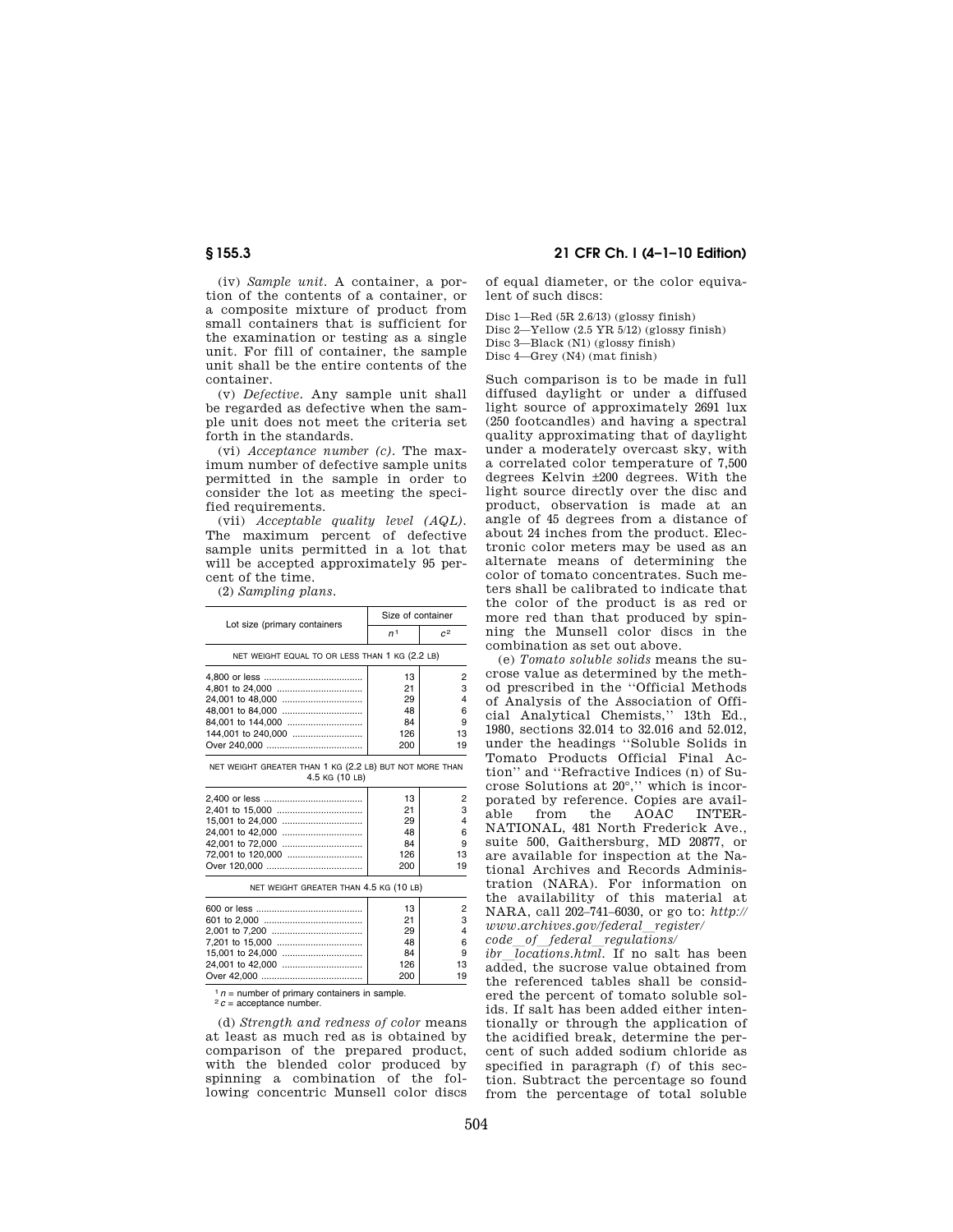(iv) *Sample unit*. A container, a portion of the contents of a container, or a composite mixture of product from small containers that is sufficient for the examination or testing as a single unit. For fill of container, the sample unit shall be the entire contents of the container.

(v) *Defective*. Any sample unit shall be regarded as defective when the sample unit does not meet the criteria set forth in the standards.

(vi) *Acceptance number (c)*. The maximum number of defective sample units permitted in the sample in order to consider the lot as meeting the specified requirements.

(vii) *Acceptable quality level (AQL)*. The maximum percent of defective sample units permitted in a lot that will be accepted approximately 95 percent of the time.

(2) *Sampling plans*.

| Lot size (primary containers | Size of container | |
|---|---|---|
| | $n$[1] | $c$[2] |
| NET WEIGHT EQUAL TO OR LESS THAN 1 KG (2.2 LB) | | |
| 4,800 or less | 13 | 2 |
| 4,801 to 24,000 | 21 | 3 |
| 24,001 to 48,000 | 29 | 4 |
| 48,001 to 84,000 | 48 | 6 |
| 84,001 to 144,000 | 84 | 9 |
| 144,001 to 240,000 | 126 | 13 |
| Over 240,000 | 200 | 19 |
| NET WEIGHT GREATER THAN 1 KG (2.2 LB) BUT NOT MORE THAN 4.5 KG (10 LB) | | |
| 2,400 or less | 13 | 2 |
| 2,401 to 15,000 | 21 | 3 |
| 15,001 to 24,000 | 29 | 4 |
| 24,001 to 42,000 | 48 | 6 |
| 42,001 to 72,000 | 84 | 9 |
| 72,001 to 120,000 | 126 | 13 |
| Over 120,000 | 200 | 19 |
| NET WEIGHT GREATER THAN 4.5 KG (10 LB) | | |
| 600 or less | 13 | 2 |
| 601 to 2,000 | 21 | 3 |
| 2,001 to 7,200 | 29 | 4 |
| 7,201 to 15,000 | 48 | 6 |
| 15,001 to 24,000 | 84 | 9 |
| 24,001 to 42,000 | 126 | 13 |
| Over 42,000 | 200 | 19 |

[1] $n$ = number of primary containers in sample.
[2] $c$ = acceptance number.

(d) *Strength and redness of color* means at least as much red as is obtained by comparison of the prepared product, with the blended color produced by spinning a combination of the following concentric Munsell color discs of equal diameter, or the color equivalent of such discs:

Disc 1—Red (5R 2.6/13) (glossy finish)
Disc 2—Yellow (2.5 YR 5/12) (glossy finish)
Disc 3—Black (N1) (glossy finish)
Disc 4—Grey (N4) (mat finish)

Such comparison is to be made in full diffused daylight or under a diffused light source of approximately 2691 lux (250 footcandles) and having a spectral quality approximating that of daylight under a moderately overcast sky, with a correlated color temperature of 7,500 degrees Kelvin ±200 degrees. With the light source directly over the disc and product, observation is made at an angle of 45 degrees from a distance of about 24 inches from the product. Electronic color meters may be used as an alternate means of determining the color of tomato concentrates. Such meters shall be calibrated to indicate that the color of the product is as red or more red than that produced by spinning the Munsell color discs in the combination as set out above.

(e) *Tomato soluble solids* means the sucrose value as determined by the method prescribed in the ''Official Methods of Analysis of the Association of Official Analytical Chemists,'' 13th Ed., 1980, sections 32.014 to 32.016 and 52.012, under the headings ''Soluble Solids in Tomato Products Official Final Action'' and ''Refractive Indices (n) of Sucrose Solutions at 20°,'' which is incorporated by reference. Copies are available from the AOAC INTERNATIONAL, 481 North Frederick Ave., suite 500, Gaithersburg, MD 20877, or are available for inspection at the National Archives and Records Administration (NARA). For information on the availability of this material at NARA, call 202–741–6030, or go to: *http://www.archives.gov/federal_register/code_of_federal_regulations/ibr_locations.html.* If no salt has been added, the sucrose value obtained from the referenced tables shall be considered the percent of tomato soluble solids. If salt has been added either intentionally or through the application of the acidified break, determine the percent of such added sodium chloride as specified in paragraph (f) of this section. Subtract the percentage so found from the percentage of total soluble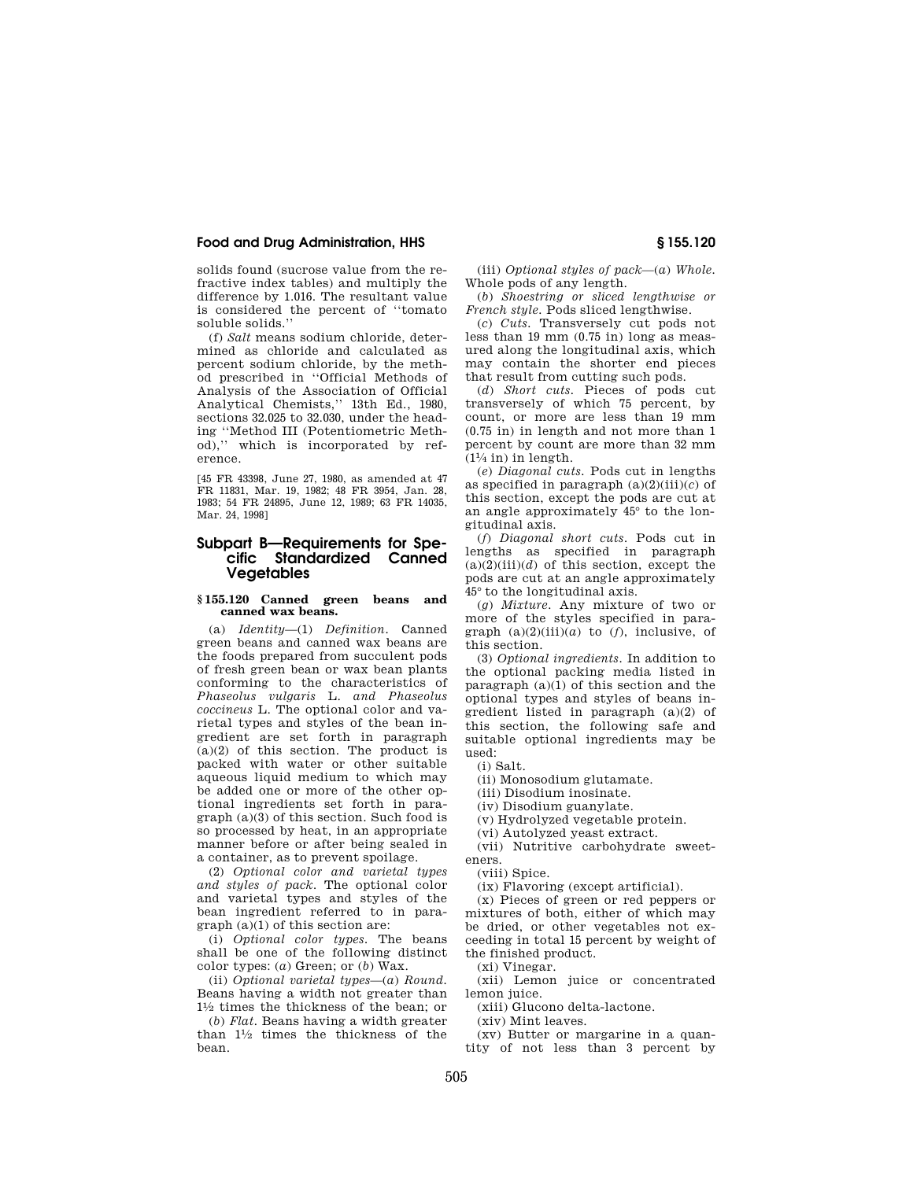solids found (sucrose value from the refractive index tables) and multiply the difference by 1.016. The resultant value is considered the percent of ''tomato soluble solids.''

(f) *Salt* means sodium chloride, determined as chloride and calculated as percent sodium chloride, by the method prescribed in ''Official Methods of Analysis of the Association of Official Analytical Chemists,'' 13th Ed., 1980, sections 32.025 to 32.030, under the heading ''Method III (Potentiometric Method),'' which is incorporated by reference.

[45 FR 43398, June 27, 1980, as amended at 47 FR 11831, Mar. 19, 1982; 48 FR 3954, Jan. 28, 1983; 54 FR 24895, June 12, 1989; 63 FR 14035, Mar. 24, 1998]

## Subpart B—Requirements for Specific Standardized Canned Vegetables

### § 155.120 Canned green beans and canned wax beans.

(a) *Identity*—(1) *Definition*. Canned green beans and canned wax beans are the foods prepared from succulent pods of fresh green bean or wax bean plants conforming to the characteristics of *Phaseolus vulgaris* L. and *Phaseolus coccineus* L. The optional color and varietal types and styles of the bean ingredient are set forth in paragraph (a)(2) of this section. The product is packed with water or other suitable aqueous liquid medium to which may be added one or more of the other optional ingredients set forth in paragraph (a)(3) of this section. Such food is so processed by heat, in an appropriate manner before or after being sealed in a container, as to prevent spoilage.

(2) *Optional color and varietal types and styles of pack*. The optional color and varietal types and styles of the bean ingredient referred to in paragraph (a)(1) of this section are:

(i) *Optional color types*. The beans shall be one of the following distinct color types: (*a*) Green; or (*b*) Wax.

(ii) *Optional varietal types*—(*a*) *Round*. Beans having a width not greater than 1½ times the thickness of the bean; or

(*b*) *Flat*. Beans having a width greater than 1½ times the thickness of the bean.

(iii) *Optional styles of pack*—(*a*) *Whole*. Whole pods of any length.

(*b*) *Shoestring or sliced lengthwise or French style*. Pods sliced lengthwise.

(*c*) *Cuts*. Transversely cut pods not less than 19 mm (0.75 in) long as measured along the longitudinal axis, which may contain the shorter end pieces that result from cutting such pods.

(*d*) *Short cuts*. Pieces of pods cut transversely of which 75 percent, by count, or more are less than 19 mm (0.75 in) in length and not more than 1 percent by count are more than 32 mm (1¼ in) in length.

(*e*) *Diagonal cuts*. Pods cut in lengths as specified in paragraph (a)(2)(iii)(*c*) of this section, except the pods are cut at an angle approximately 45° to the longitudinal axis.

(*f*) *Diagonal short cuts*. Pods cut in lengths as specified in paragraph (a)(2)(iii)(*d*) of this section, except the pods are cut at an angle approximately 45° to the longitudinal axis.

(*g*) *Mixture*. Any mixture of two or more of the styles specified in paragraph (a)(2)(iii)(*a*) to (*f*), inclusive, of this section.

(3) *Optional ingredients*. In addition to the optional packing media listed in paragraph (a)(1) of this section and the optional types and styles of beans ingredient listed in paragraph (a)(2) of this section, the following safe and suitable optional ingredients may be used:

(i) Salt.

(ii) Monosodium glutamate.

(iii) Disodium inosinate.

(iv) Disodium guanylate.

(v) Hydrolyzed vegetable protein.

(vi) Autolyzed yeast extract.

(vii) Nutritive carbohydrate sweeteners.

(viii) Spice.

(ix) Flavoring (except artificial).

(x) Pieces of green or red peppers or mixtures of both, either of which may be dried, or other vegetables not exceeding in total 15 percent by weight of the finished product.

(xi) Vinegar.

(xii) Lemon juice or concentrated lemon juice.

(xiii) Glucono delta-lactone.

(xiv) Mint leaves.

(xv) Butter or margarine in a quantity of not less than 3 percent by